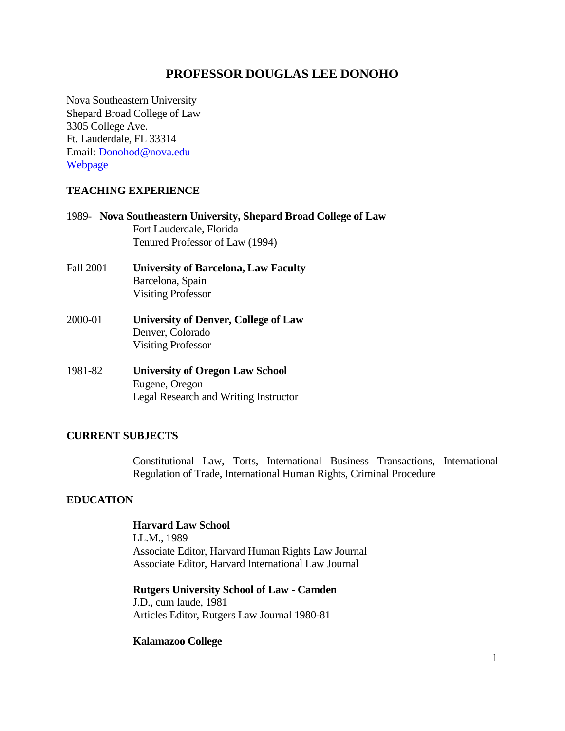# PROFESSOR DOUGLAS LEE DONOHO

Nova Southeastern University
Shepard Broad College of Law
3305 College Ave.
Ft. Lauderdale, FL 33314
Email: [Donohod@nova.edu](mailto:Donohod@nova.edu)
Webpage

## TEACHING EXPERIENCE

1989- **Nova Southeastern University, Shepard Broad College of Law**
Fort Lauderdale, Florida
Tenured Professor of Law (1994)

Fall 2001 **University of Barcelona, Law Faculty**
Barcelona, Spain
Visiting Professor

2000-01 **University of Denver, College of Law**
Denver, Colorado
Visiting Professor

1981-82 **University of Oregon Law School**
Eugene, Oregon
Legal Research and Writing Instructor

## CURRENT SUBJECTS

Constitutional Law, Torts, International Business Transactions, International Regulation of Trade, International Human Rights, Criminal Procedure

## EDUCATION

**Harvard Law School**
LL.M., 1989
Associate Editor, Harvard Human Rights Law Journal
Associate Editor, Harvard International Law Journal

**Rutgers University School of Law - Camden**
J.D., cum laude, 1981
Articles Editor, Rutgers Law Journal 1980-81

**Kalamazoo College**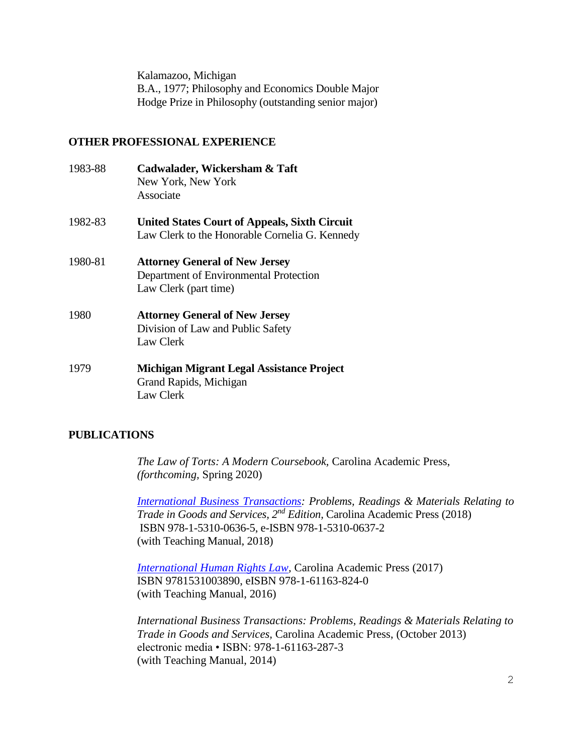Kalamazoo, Michigan
B.A., 1977; Philosophy and Economics Double Major
Hodge Prize in Philosophy (outstanding senior major)

## OTHER PROFESSIONAL EXPERIENCE

1983-88 **Cadwalader, Wickersham & Taft**
New York, New York
Associate

1982-83 **United States Court of Appeals, Sixth Circuit**
Law Clerk to the Honorable Cornelia G. Kennedy

1980-81 **Attorney General of New Jersey**
Department of Environmental Protection
Law Clerk (part time)

1980 **Attorney General of New Jersey**
Division of Law and Public Safety
Law Clerk

1979 **Michigan Migrant Legal Assistance Project**
Grand Rapids, Michigan
Law Clerk

## PUBLICATIONS

*The Law of Torts: A Modern Coursebook,* Carolina Academic Press, *(forthcoming,* Spring 2020)

*International Business Transactions: Problems, Readings & Materials Relating to Trade in Goods and Services, 2nd Edition,* Carolina Academic Press (2018)
ISBN 978-1-5310-0636-5, e-ISBN 978-1-5310-0637-2
(with Teaching Manual, 2018)

*International Human Rights Law*, Carolina Academic Press (2017)
ISBN 9781531003890, eISBN 978-1-61163-824-0
(with Teaching Manual, 2016)

*International Business Transactions: Problems, Readings & Materials Relating to Trade in Goods and Services,* Carolina Academic Press, (October 2013)
electronic media • ISBN: 978-1-61163-287-3
(with Teaching Manual, 2014)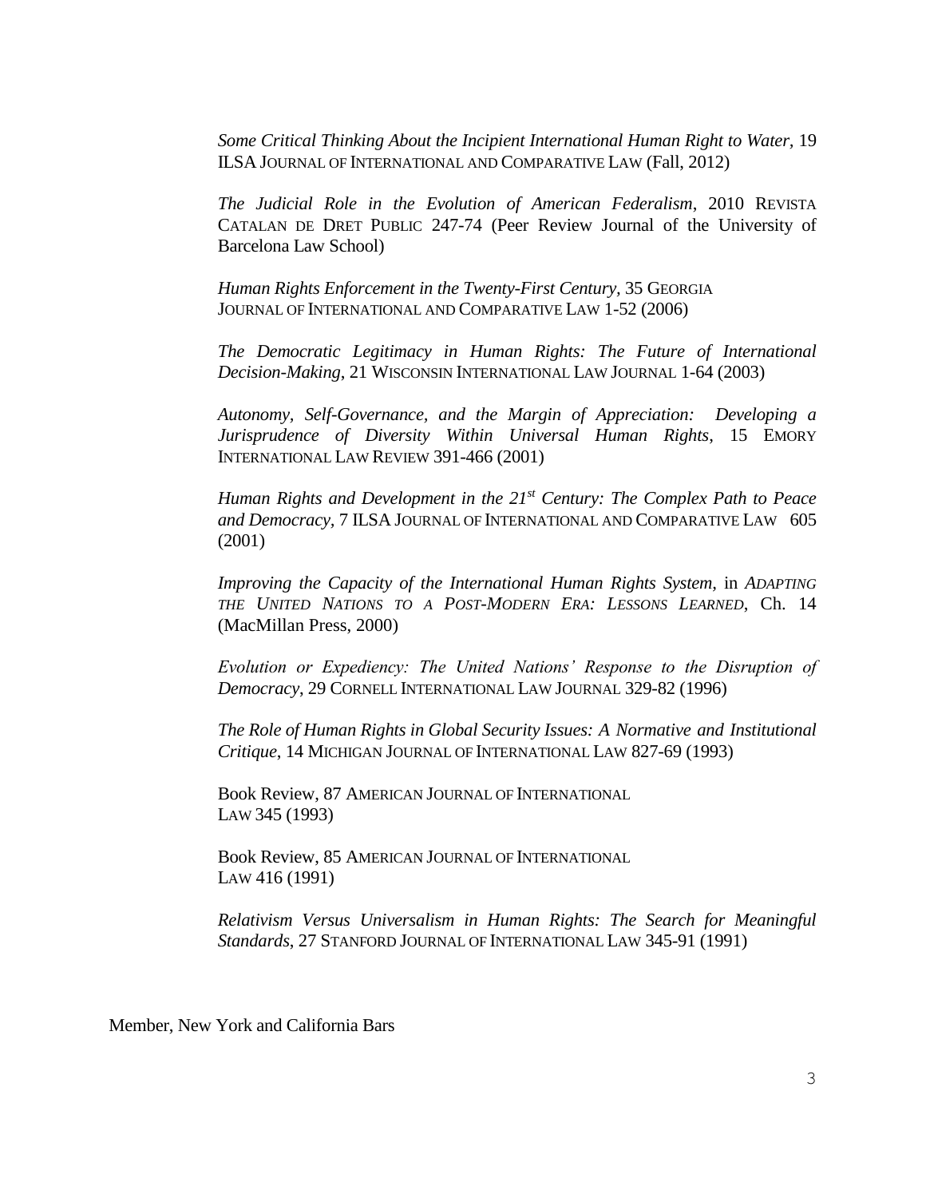*Some Critical Thinking About the Incipient International Human Right to Water*, 19 ILSA JOURNAL OF INTERNATIONAL AND COMPARATIVE LAW (Fall, 2012)

*The Judicial Role in the Evolution of American Federalism*, 2010 REVISTA CATALAN DE DRET PUBLIC 247-74 (Peer Review Journal of the University of Barcelona Law School)

*Human Rights Enforcement in the Twenty-First Century*, 35 GEORGIA JOURNAL OF INTERNATIONAL AND COMPARATIVE LAW 1-52 (2006)

*The Democratic Legitimacy in Human Rights: The Future of International Decision-Making*, 21 WISCONSIN INTERNATIONAL LAW JOURNAL 1-64 (2003)

*Autonomy, Self-Governance, and the Margin of Appreciation: Developing a Jurisprudence of Diversity Within Universal Human Rights*, 15 EMORY INTERNATIONAL LAW REVIEW 391-466 (2001)

*Human Rights and Development in the 21st Century: The Complex Path to Peace and Democracy*, 7 ILSA JOURNAL OF INTERNATIONAL AND COMPARATIVE LAW 605 (2001)

*Improving the Capacity of the International Human Rights System*, in *ADAPTING THE UNITED NATIONS TO A POST-MODERN ERA: LESSONS LEARNED*, Ch. 14 (MacMillan Press, 2000)

*Evolution or Expediency: The United Nations' Response to the Disruption of Democracy*, 29 CORNELL INTERNATIONAL LAW JOURNAL 329-82 (1996)

*The Role of Human Rights in Global Security Issues: A Normative and Institutional Critique*, 14 MICHIGAN JOURNAL OF INTERNATIONAL LAW 827-69 (1993)

Book Review, 87 AMERICAN JOURNAL OF INTERNATIONAL LAW 345 (1993)

Book Review, 85 AMERICAN JOURNAL OF INTERNATIONAL LAW 416 (1991)

*Relativism Versus Universalism in Human Rights: The Search for Meaningful Standards*, 27 STANFORD JOURNAL OF INTERNATIONAL LAW 345-91 (1991)

Member, New York and California Bars